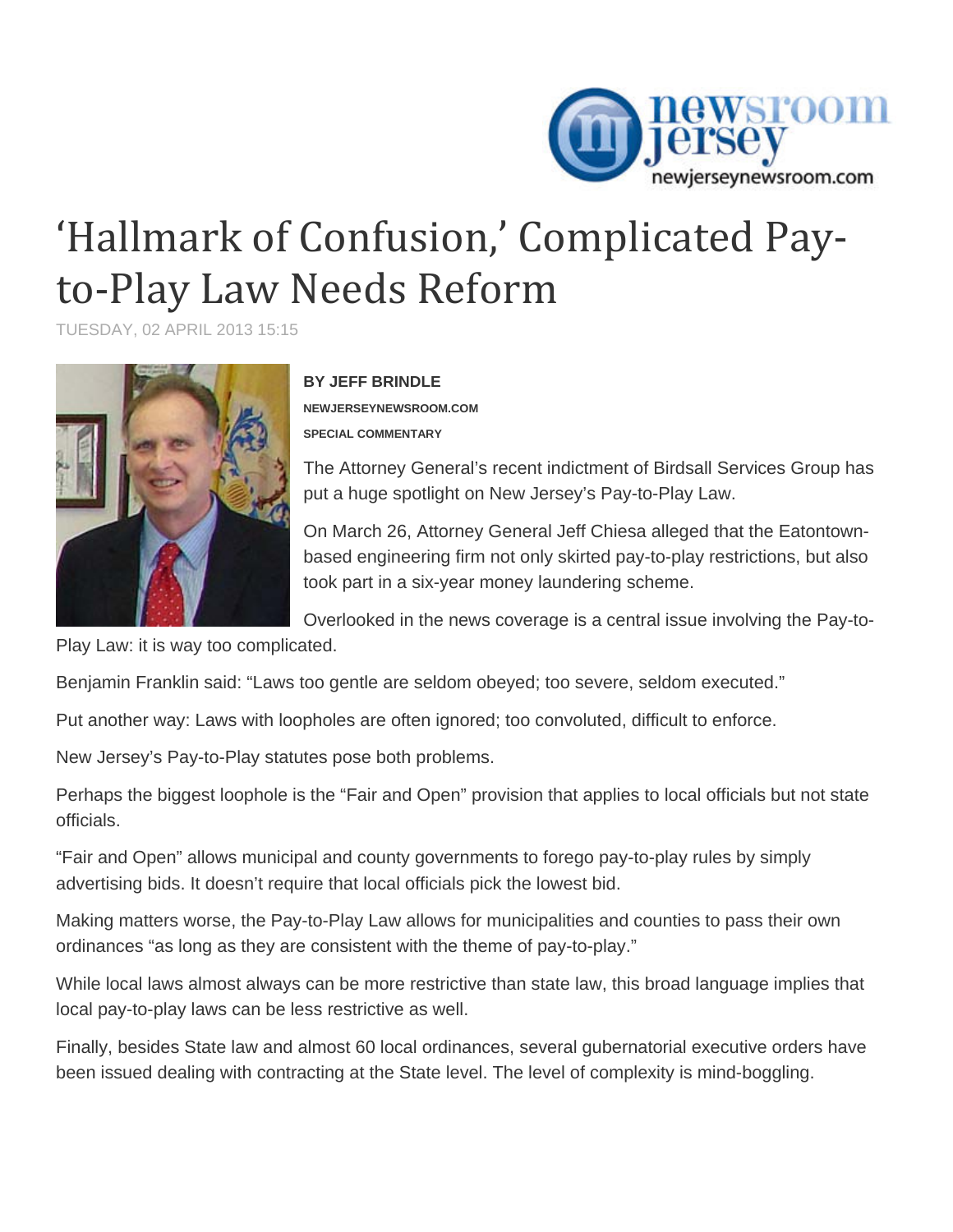# 'Hallmark of Confusion,' Complicated Pay-to-Play Law Needs Reform

TUESDAY, 02 APRIL 2013 15:15

**BY JEFF BRINDLE**

**NEWJERSEYNEWSROOM.COM**

**SPECIAL COMMENTARY**

The Attorney General's recent indictment of Birdsall Services Group has put a huge spotlight on New Jersey's Pay-to-Play Law.

On March 26, Attorney General Jeff Chiesa alleged that the Eatontown-based engineering firm not only skirted pay-to-play restrictions, but also took part in a six-year money laundering scheme.

Overlooked in the news coverage is a central issue involving the Pay-to-Play Law: it is way too complicated.

Benjamin Franklin said: "Laws too gentle are seldom obeyed; too severe, seldom executed."

Put another way: Laws with loopholes are often ignored; too convoluted, difficult to enforce.

New Jersey's Pay-to-Play statutes pose both problems.

Perhaps the biggest loophole is the "Fair and Open" provision that applies to local officials but not state officials.

"Fair and Open" allows municipal and county governments to forego pay-to-play rules by simply advertising bids. It doesn't require that local officials pick the lowest bid.

Making matters worse, the Pay-to-Play Law allows for municipalities and counties to pass their own ordinances "as long as they are consistent with the theme of pay-to-play."

While local laws almost always can be more restrictive than state law, this broad language implies that local pay-to-play laws can be less restrictive as well.

Finally, besides State law and almost 60 local ordinances, several gubernatorial executive orders have been issued dealing with contracting at the State level. The level of complexity is mind-boggling.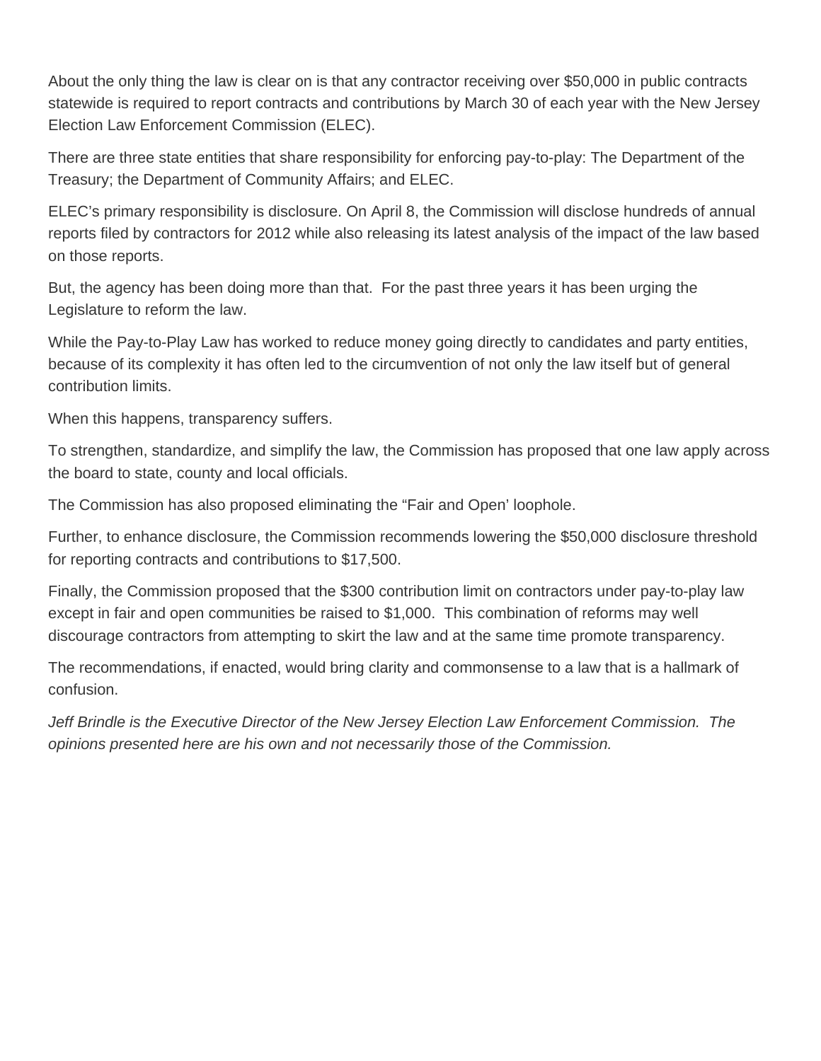About the only thing the law is clear on is that any contractor receiving over $50,000 in public contracts statewide is required to report contracts and contributions by March 30 of each year with the New Jersey Election Law Enforcement Commission (ELEC).

There are three state entities that share responsibility for enforcing pay-to-play: The Department of the Treasury; the Department of Community Affairs; and ELEC.

ELEC's primary responsibility is disclosure. On April 8, the Commission will disclose hundreds of annual reports filed by contractors for 2012 while also releasing its latest analysis of the impact of the law based on those reports.

But, the agency has been doing more than that. For the past three years it has been urging the Legislature to reform the law.

While the Pay-to-Play Law has worked to reduce money going directly to candidates and party entities, because of its complexity it has often led to the circumvention of not only the law itself but of general contribution limits.

When this happens, transparency suffers.

To strengthen, standardize, and simplify the law, the Commission has proposed that one law apply across the board to state, county and local officials.

The Commission has also proposed eliminating the "Fair and Open' loophole.

Further, to enhance disclosure, the Commission recommends lowering the $50,000 disclosure threshold for reporting contracts and contributions to $17,500.

Finally, the Commission proposed that the $300 contribution limit on contractors under pay-to-play law except in fair and open communities be raised to $1,000. This combination of reforms may well discourage contractors from attempting to skirt the law and at the same time promote transparency.

The recommendations, if enacted, would bring clarity and commonsense to a law that is a hallmark of confusion.

*Jeff Brindle is the Executive Director of the New Jersey Election Law Enforcement Commission. The opinions presented here are his own and not necessarily those of the Commission.*